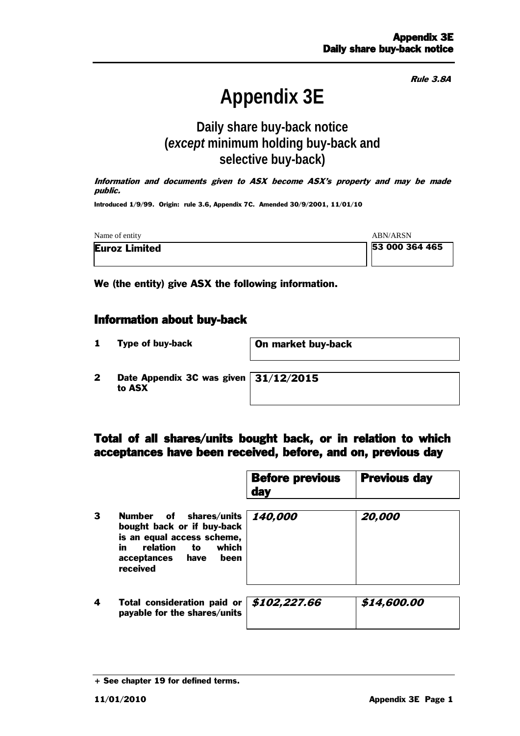*Rule 3.8A*

# Appendix 3E

## Daily share buy-back notice (*except* minimum holding buy-back and selective buy-back)

***Information and documents given to ASX become ASX's property and may be made public.***

**Introduced 1/9/99. Origin: rule 3.6, Appendix 7C. Amended 30/9/2001, 11/01/10**

| Name of entity | ABN/ARSN |
|---|---|
| **Euroz Limited** | **53 000 364 465** |

**We (the entity) give ASX the following information.**

## Information about buy-back

| | | |
|---|---|---|
| **1** | **Type of buy-back** | **On market buy-back** |
| **2** | **Date Appendix 3C was given to ASX** | **31/12/2015** |

## Total of all shares/units bought back, or in relation to which acceptances have been received, before, and on, previous day

| | | **Before previous day** | **Previous day** |
|---|---|---|---|
| **3** | **Number of shares/units bought back or if buy-back is an equal access scheme, in relation to which acceptances have been received** | ***140,000*** | ***20,000*** |
| **4** | **Total consideration paid or payable for the shares/units** | ***$102,227.66*** | ***$14,600.00*** |

**+ See chapter 19 for defined terms.**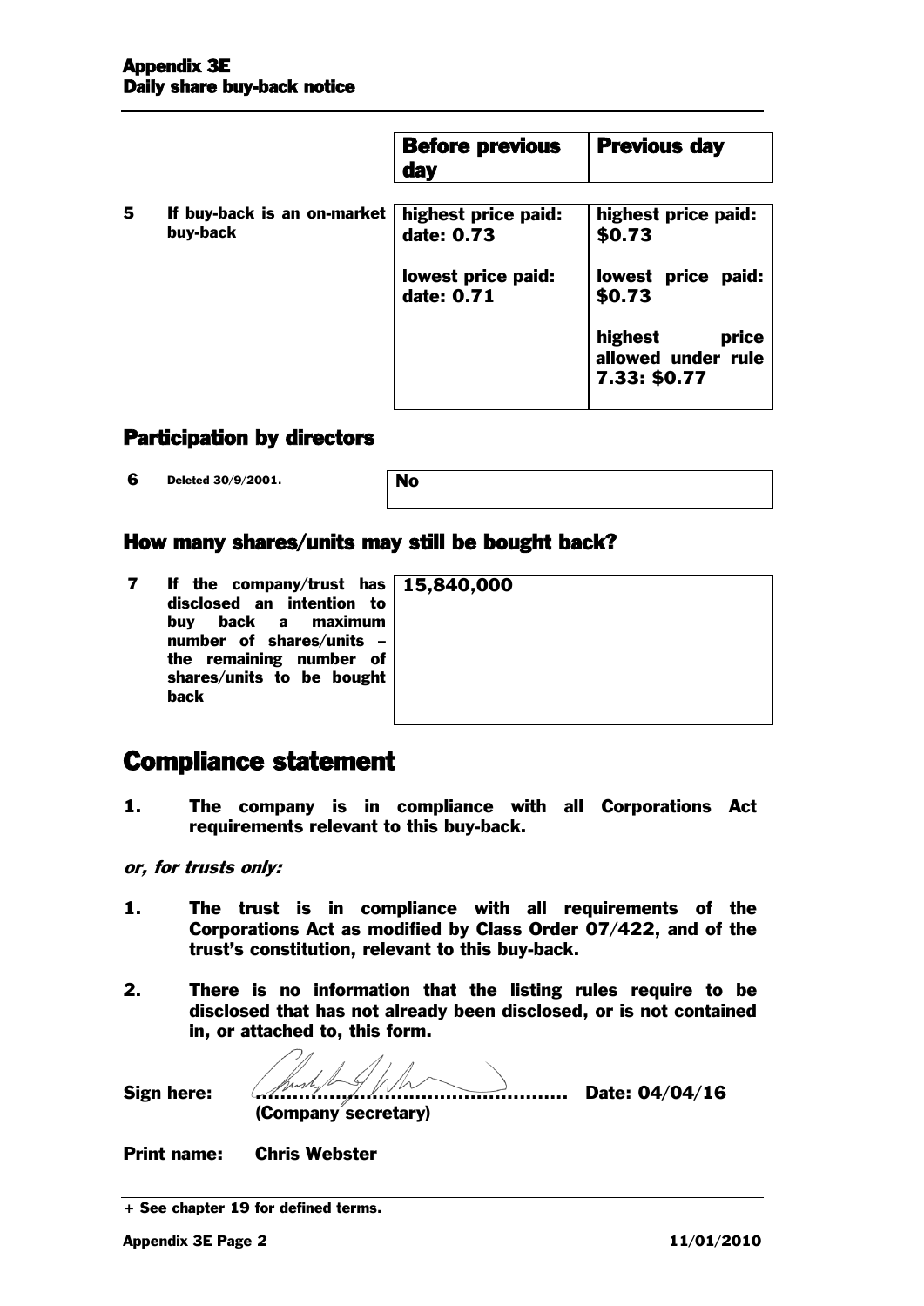| | | Before previous day | Previous day |
|---|---|---|---|
| 5 | If buy-back is an on-market buy-back | highest price paid: date: 0.73<br><br>lowest price paid: date: 0.71 | highest price paid: $0.73<br><br>lowest price paid: $0.73<br><br>highest price allowed under rule 7.33: $0.77 |

## Participation by directors

| | | |
|---|---|---|
| 6 | Deleted 30/9/2001. | No |

## How many shares/units may still be bought back?

| | | |
|---|---|---|
| 7 | If the company/trust has disclosed an intention to buy back a maximum number of shares/units – the remaining number of shares/units to be bought back | 15,840,000 |

# Compliance statement

**1.** **The company is in compliance with all Corporations Act requirements relevant to this buy-back.**

***or, for trusts only:***

**1.** **The trust is in compliance with all requirements of the Corporations Act as modified by Class Order 07/422, and of the trust's constitution, relevant to this buy-back.**

**2.** **There is no information that the listing rules require to be disclosed that has not already been disclosed, or is not contained in, or attached to, this form.**

**Sign here:** ............................................... **Date: 04/04/16**
**(Company secretary)**

**Print name:** **Chris Webster**

**+ See chapter 19 for defined terms.**